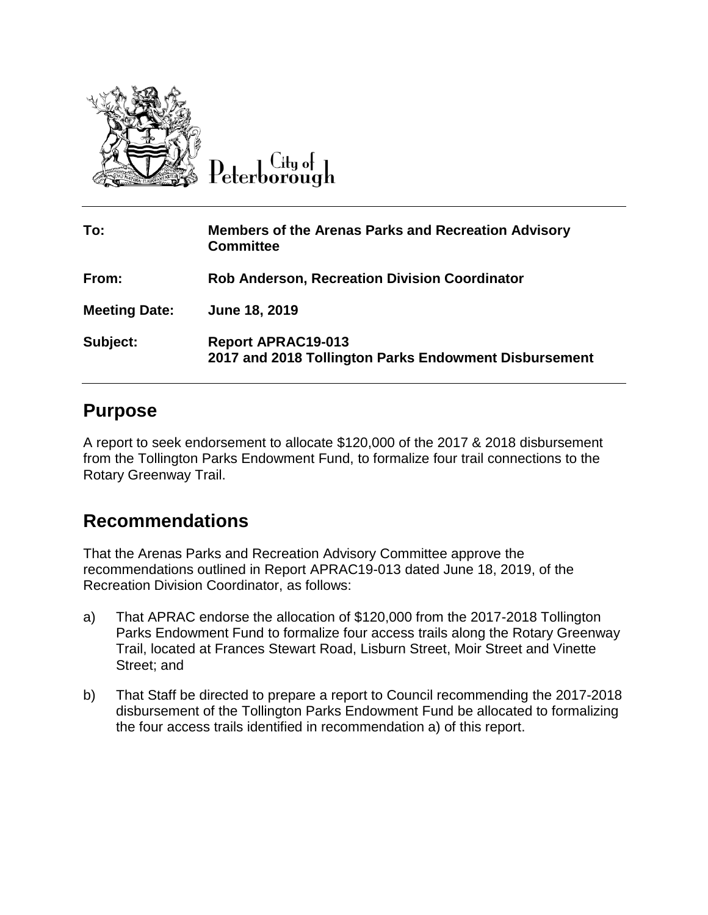City of Peterborough

| | |
|---|---|
| **To:** | **Members of the Arenas Parks and Recreation Advisory Committee** |
| **From:** | **Rob Anderson, Recreation Division Coordinator** |
| **Meeting Date:** | **June 18, 2019** |
| **Subject:** | **Report APRAC19-013**<br>**2017 and 2018 Tollington Parks Endowment Disbursement** |

## Purpose

A report to seek endorsement to allocate $120,000 of the 2017 & 2018 disbursement from the Tollington Parks Endowment Fund, to formalize four trail connections to the Rotary Greenway Trail.

## Recommendations

That the Arenas Parks and Recreation Advisory Committee approve the recommendations outlined in Report APRAC19-013 dated June 18, 2019, of the Recreation Division Coordinator, as follows:

a) That APRAC endorse the allocation of $120,000 from the 2017-2018 Tollington Parks Endowment Fund to formalize four access trails along the Rotary Greenway Trail, located at Frances Stewart Road, Lisburn Street, Moir Street and Vinette Street; and

b) That Staff be directed to prepare a report to Council recommending the 2017-2018 disbursement of the Tollington Parks Endowment Fund be allocated to formalizing the four access trails identified in recommendation a) of this report.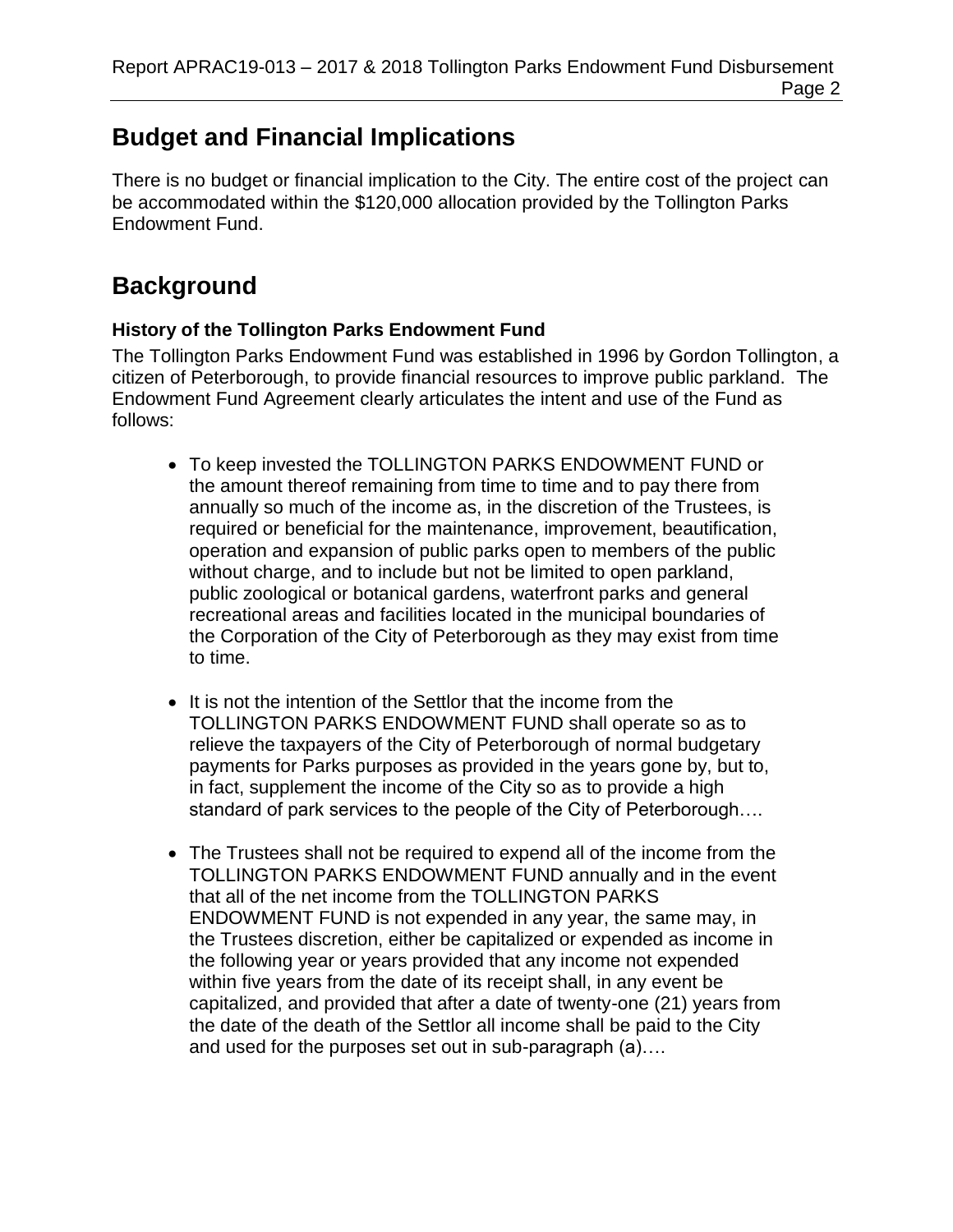## Budget and Financial Implications

There is no budget or financial implication to the City. The entire cost of the project can be accommodated within the $120,000 allocation provided by the Tollington Parks Endowment Fund.

## Background

### History of the Tollington Parks Endowment Fund

The Tollington Parks Endowment Fund was established in 1996 by Gordon Tollington, a citizen of Peterborough, to provide financial resources to improve public parkland. The Endowment Fund Agreement clearly articulates the intent and use of the Fund as follows:

- To keep invested the TOLLINGTON PARKS ENDOWMENT FUND or the amount thereof remaining from time to time and to pay there from annually so much of the income as, in the discretion of the Trustees, is required or beneficial for the maintenance, improvement, beautification, operation and expansion of public parks open to members of the public without charge, and to include but not be limited to open parkland, public zoological or botanical gardens, waterfront parks and general recreational areas and facilities located in the municipal boundaries of the Corporation of the City of Peterborough as they may exist from time to time.

- It is not the intention of the Settlor that the income from the TOLLINGTON PARKS ENDOWMENT FUND shall operate so as to relieve the taxpayers of the City of Peterborough of normal budgetary payments for Parks purposes as provided in the years gone by, but to, in fact, supplement the income of the City so as to provide a high standard of park services to the people of the City of Peterborough….

- The Trustees shall not be required to expend all of the income from the TOLLINGTON PARKS ENDOWMENT FUND annually and in the event that all of the net income from the TOLLINGTON PARKS ENDOWMENT FUND is not expended in any year, the same may, in the Trustees discretion, either be capitalized or expended as income in the following year or years provided that any income not expended within five years from the date of its receipt shall, in any event be capitalized, and provided that after a date of twenty-one (21) years from the date of the death of the Settlor all income shall be paid to the City and used for the purposes set out in sub-paragraph (a)….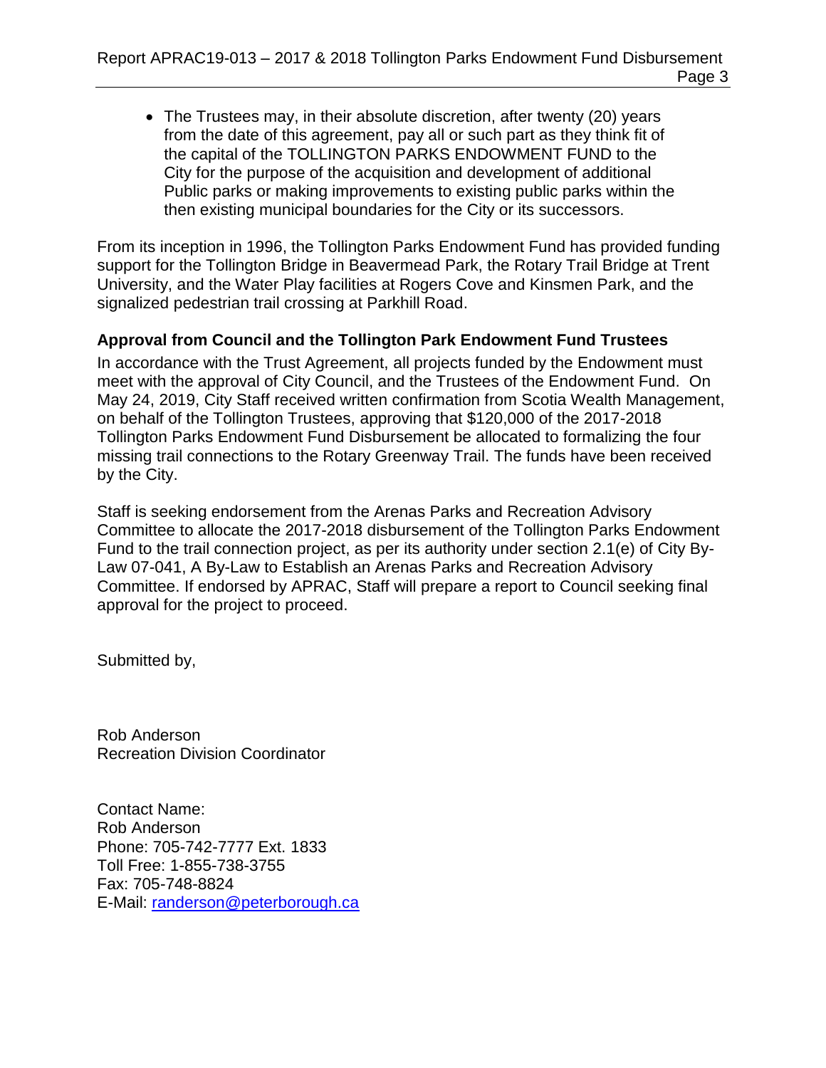- The Trustees may, in their absolute discretion, after twenty (20) years from the date of this agreement, pay all or such part as they think fit of the capital of the TOLLINGTON PARKS ENDOWMENT FUND to the City for the purpose of the acquisition and development of additional Public parks or making improvements to existing public parks within the then existing municipal boundaries for the City or its successors.

From its inception in 1996, the Tollington Parks Endowment Fund has provided funding support for the Tollington Bridge in Beavermead Park, the Rotary Trail Bridge at Trent University, and the Water Play facilities at Rogers Cove and Kinsmen Park, and the signalized pedestrian trail crossing at Parkhill Road.

**Approval from Council and the Tollington Park Endowment Fund Trustees**

In accordance with the Trust Agreement, all projects funded by the Endowment must meet with the approval of City Council, and the Trustees of the Endowment Fund. On May 24, 2019, City Staff received written confirmation from Scotia Wealth Management, on behalf of the Tollington Trustees, approving that $120,000 of the 2017-2018 Tollington Parks Endowment Fund Disbursement be allocated to formalizing the four missing trail connections to the Rotary Greenway Trail. The funds have been received by the City.

Staff is seeking endorsement from the Arenas Parks and Recreation Advisory Committee to allocate the 2017-2018 disbursement of the Tollington Parks Endowment Fund to the trail connection project, as per its authority under section 2.1(e) of City By-Law 07-041, A By-Law to Establish an Arenas Parks and Recreation Advisory Committee. If endorsed by APRAC, Staff will prepare a report to Council seeking final approval for the project to proceed.

Submitted by,

Rob Anderson
Recreation Division Coordinator

Contact Name:
Rob Anderson
Phone: 705-742-7777 Ext. 1833
Toll Free: 1-855-738-3755
Fax: 705-748-8824
E-Mail: randerson@peterborough.ca